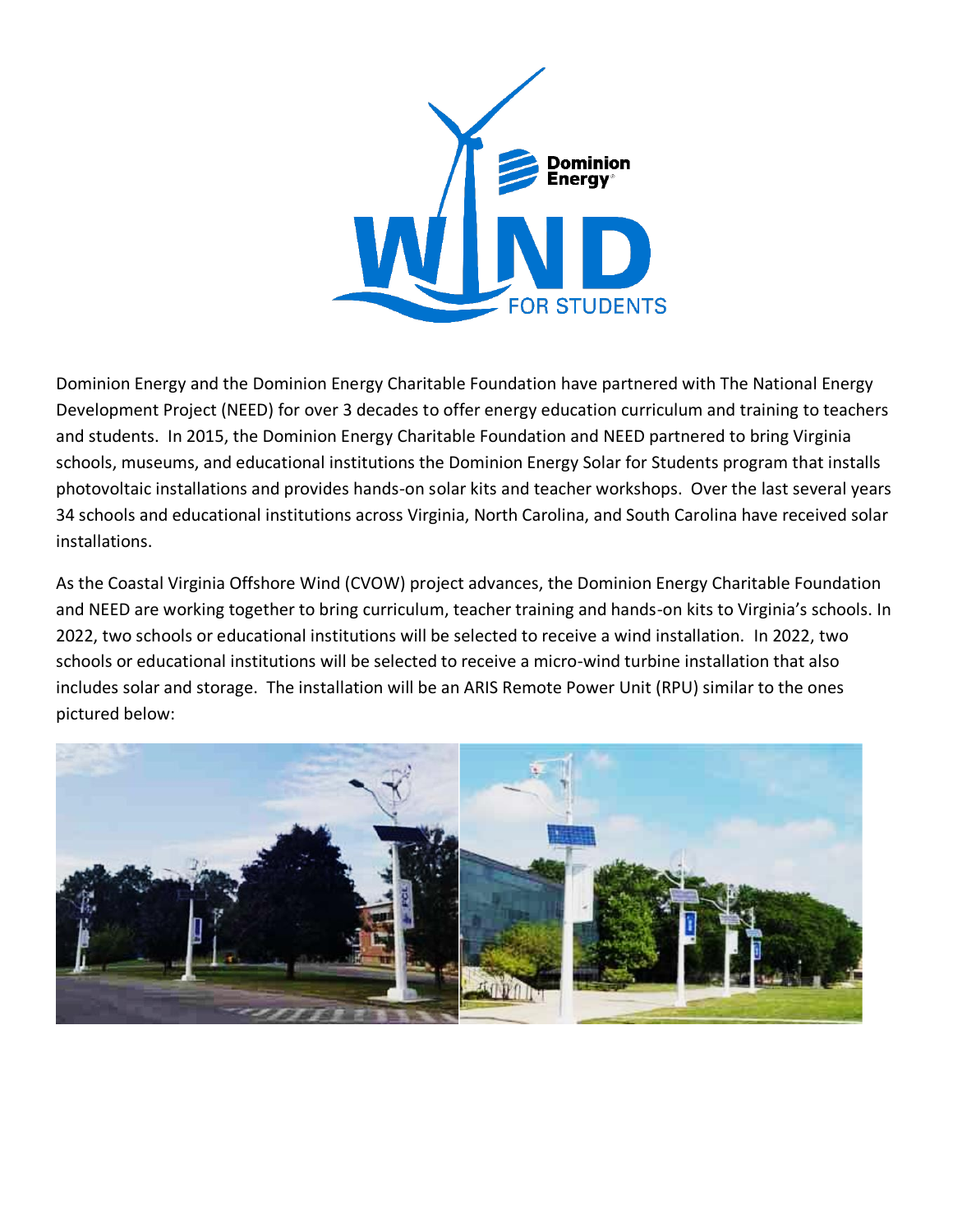Dominion Energy

WIND FOR STUDENTS

Dominion Energy and the Dominion Energy Charitable Foundation have partnered with The National Energy Development Project (NEED) for over 3 decades to offer energy education curriculum and training to teachers and students. In 2015, the Dominion Energy Charitable Foundation and NEED partnered to bring Virginia schools, museums, and educational institutions the Dominion Energy Solar for Students program that installs photovoltaic installations and provides hands-on solar kits and teacher workshops. Over the last several years 34 schools and educational institutions across Virginia, North Carolina, and South Carolina have received solar installations.

As the Coastal Virginia Offshore Wind (CVOW) project advances, the Dominion Energy Charitable Foundation and NEED are working together to bring curriculum, teacher training and hands-on kits to Virginia's schools. In 2022, two schools or educational institutions will be selected to receive a wind installation. In 2022, two schools or educational institutions will be selected to receive a micro-wind turbine installation that also includes solar and storage. The installation will be an ARIS Remote Power Unit (RPU) similar to the ones pictured below: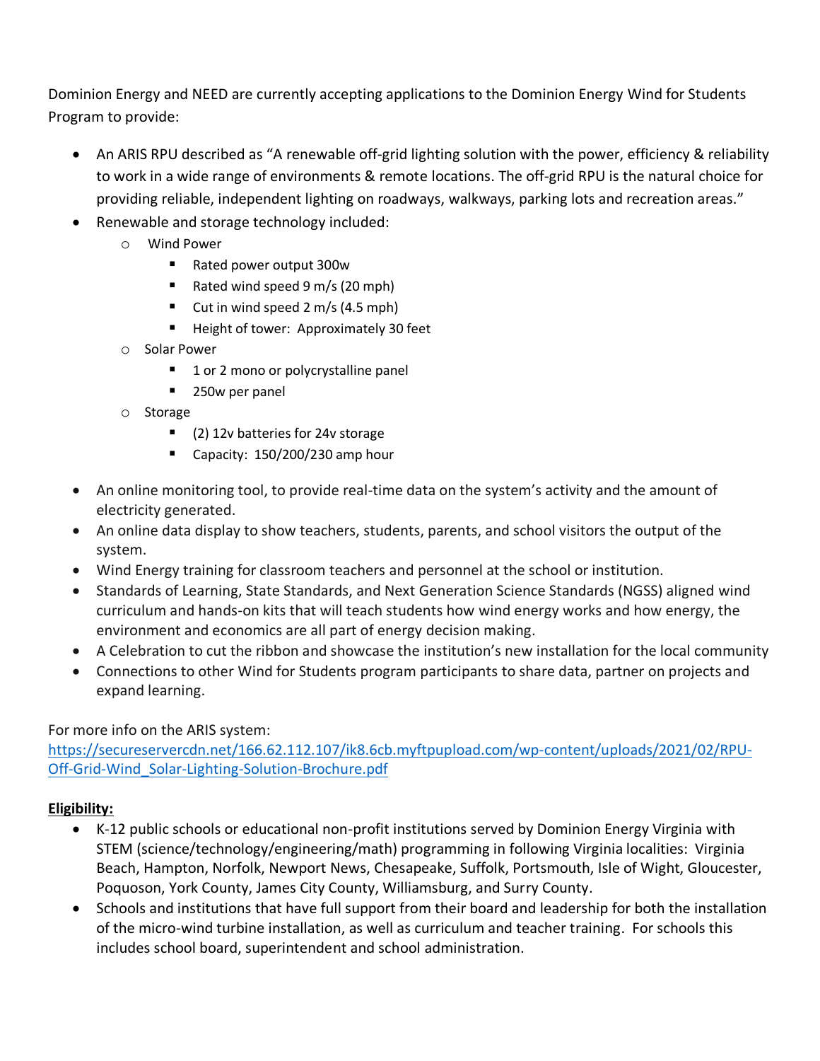Dominion Energy and NEED are currently accepting applications to the Dominion Energy Wind for Students Program to provide:

- An ARIS RPU described as "A renewable off-grid lighting solution with the power, efficiency & reliability to work in a wide range of environments & remote locations. The off-grid RPU is the natural choice for providing reliable, independent lighting on roadways, walkways, parking lots and recreation areas."
- Renewable and storage technology included:
  - Wind Power
    - Rated power output 300w
    - Rated wind speed 9 m/s (20 mph)
    - Cut in wind speed 2 m/s (4.5 mph)
    - Height of tower: Approximately 30 feet
  - Solar Power
    - 1 or 2 mono or polycrystalline panel
    - 250w per panel
  - Storage
    - (2) 12v batteries for 24v storage
    - Capacity: 150/200/230 amp hour
- An online monitoring tool, to provide real-time data on the system's activity and the amount of electricity generated.
- An online data display to show teachers, students, parents, and school visitors the output of the system.
- Wind Energy training for classroom teachers and personnel at the school or institution.
- Standards of Learning, State Standards, and Next Generation Science Standards (NGSS) aligned wind curriculum and hands-on kits that will teach students how wind energy works and how energy, the environment and economics are all part of energy decision making.
- A Celebration to cut the ribbon and showcase the institution's new installation for the local community
- Connections to other Wind for Students program participants to share data, partner on projects and expand learning.

For more info on the ARIS system:
[https://secureservercdn.net/166.62.112.107/ik8.6cb.myftpupload.com/wp-content/uploads/2021/02/RPU-Off-Grid-Wind_Solar-Lighting-Solution-Brochure.pdf](https://secureservercdn.net/166.62.112.107/ik8.6cb.myftpupload.com/wp-content/uploads/2021/02/RPU-Off-Grid-Wind_Solar-Lighting-Solution-Brochure.pdf)

**Eligibility:**

- K-12 public schools or educational non-profit institutions served by Dominion Energy Virginia with STEM (science/technology/engineering/math) programming in following Virginia localities: Virginia Beach, Hampton, Norfolk, Newport News, Chesapeake, Suffolk, Portsmouth, Isle of Wight, Gloucester, Poquoson, York County, James City County, Williamsburg, and Surry County.
- Schools and institutions that have full support from their board and leadership for both the installation of the micro-wind turbine installation, as well as curriculum and teacher training. For schools this includes school board, superintendent and school administration.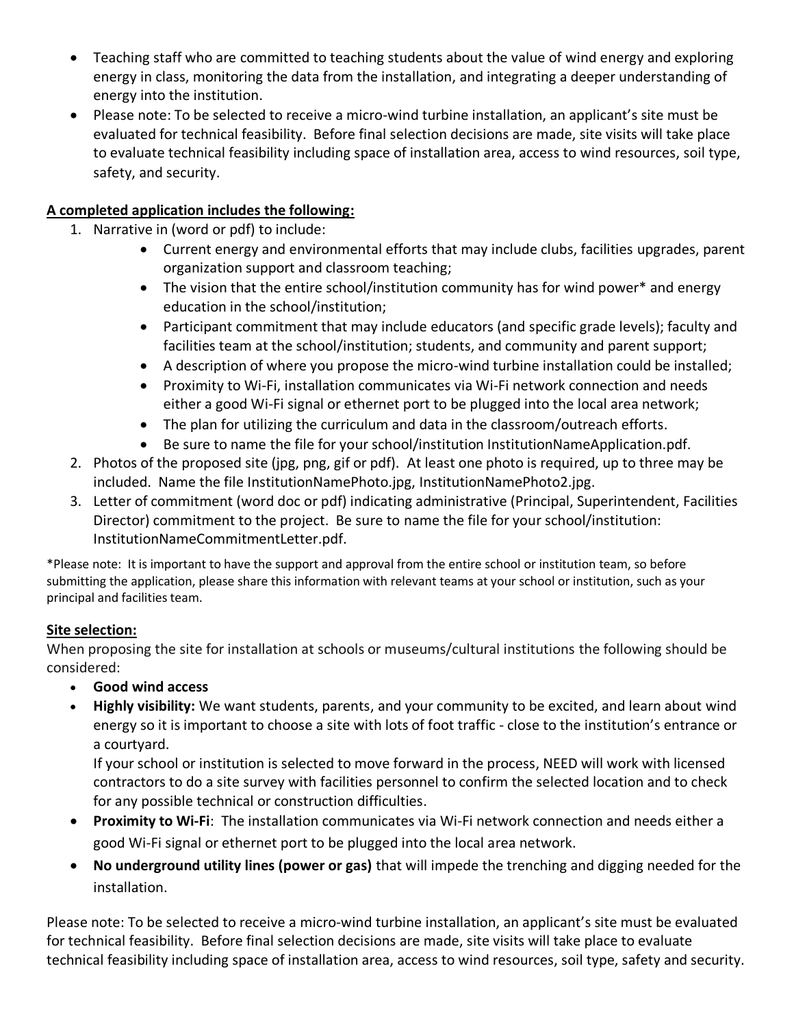- Teaching staff who are committed to teaching students about the value of wind energy and exploring energy in class, monitoring the data from the installation, and integrating a deeper understanding of energy into the institution.
- Please note: To be selected to receive a micro-wind turbine installation, an applicant's site must be evaluated for technical feasibility. Before final selection decisions are made, site visits will take place to evaluate technical feasibility including space of installation area, access to wind resources, soil type, safety, and security.

**A completed application includes the following:**

1. Narrative in (word or pdf) to include:
   - Current energy and environmental efforts that may include clubs, facilities upgrades, parent organization support and classroom teaching;
   - The vision that the entire school/institution community has for wind power* and energy education in the school/institution;
   - Participant commitment that may include educators (and specific grade levels); faculty and facilities team at the school/institution; students, and community and parent support;
   - A description of where you propose the micro-wind turbine installation could be installed;
   - Proximity to Wi-Fi, installation communicates via Wi-Fi network connection and needs either a good Wi-Fi signal or ethernet port to be plugged into the local area network;
   - The plan for utilizing the curriculum and data in the classroom/outreach efforts.
   - Be sure to name the file for your school/institution InstitutionNameApplication.pdf.
2. Photos of the proposed site (jpg, png, gif or pdf). At least one photo is required, up to three may be included. Name the file InstitutionNamePhoto.jpg, InstitutionNamePhoto2.jpg.
3. Letter of commitment (word doc or pdf) indicating administrative (Principal, Superintendent, Facilities Director) commitment to the project. Be sure to name the file for your school/institution: InstitutionNameCommitmentLetter.pdf.

*Please note: It is important to have the support and approval from the entire school or institution team, so before submitting the application, please share this information with relevant teams at your school or institution, such as your principal and facilities team.

**Site selection:**

When proposing the site for installation at schools or museums/cultural institutions the following should be considered:

- **Good wind access**
- **Highly visibility:** We want students, parents, and your community to be excited, and learn about wind energy so it is important to choose a site with lots of foot traffic - close to the institution's entrance or a courtyard.
  If your school or institution is selected to move forward in the process, NEED will work with licensed contractors to do a site survey with facilities personnel to confirm the selected location and to check for any possible technical or construction difficulties.
- **Proximity to Wi-Fi**: The installation communicates via Wi-Fi network connection and needs either a good Wi-Fi signal or ethernet port to be plugged into the local area network.
- **No underground utility lines (power or gas)** that will impede the trenching and digging needed for the installation.

Please note: To be selected to receive a micro-wind turbine installation, an applicant's site must be evaluated for technical feasibility. Before final selection decisions are made, site visits will take place to evaluate technical feasibility including space of installation area, access to wind resources, soil type, safety and security.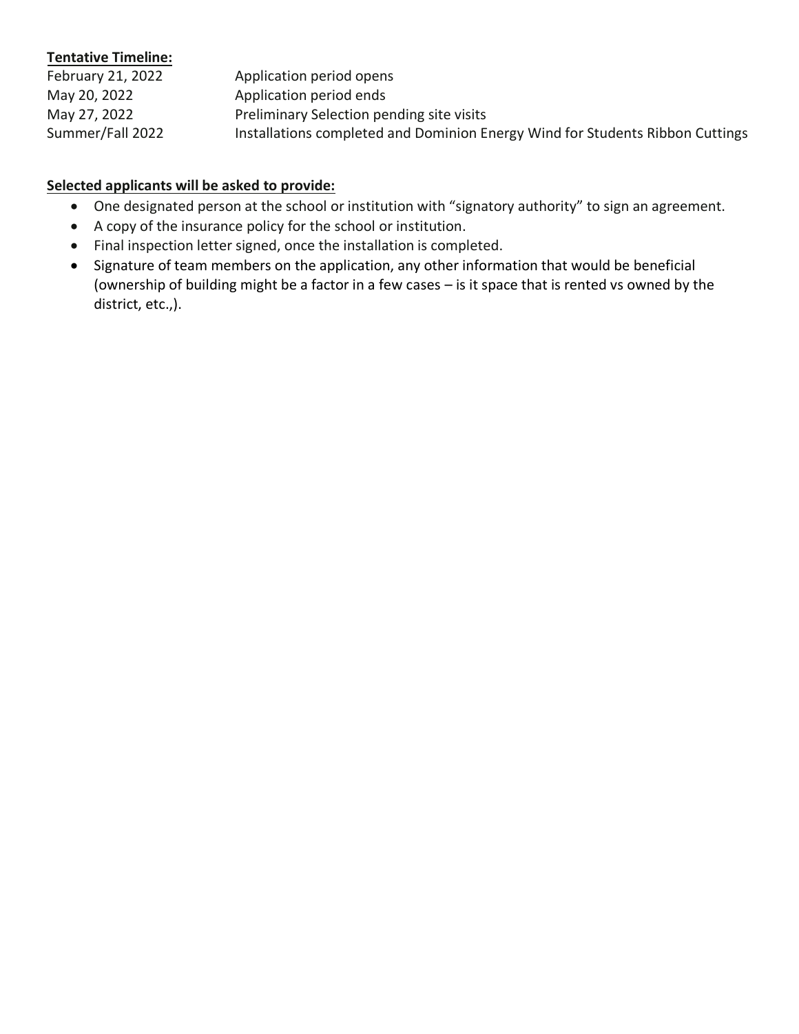**Tentative Timeline:**

| | |
|---|---|
| February 21, 2022 | Application period opens |
| May 20, 2022 | Application period ends |
| May 27, 2022 | Preliminary Selection pending site visits |
| Summer/Fall 2022 | Installations completed and Dominion Energy Wind for Students Ribbon Cuttings |

**Selected applicants will be asked to provide:**

- One designated person at the school or institution with "signatory authority" to sign an agreement.
- A copy of the insurance policy for the school or institution.
- Final inspection letter signed, once the installation is completed.
- Signature of team members on the application, any other information that would be beneficial (ownership of building might be a factor in a few cases – is it space that is rented vs owned by the district, etc.,).